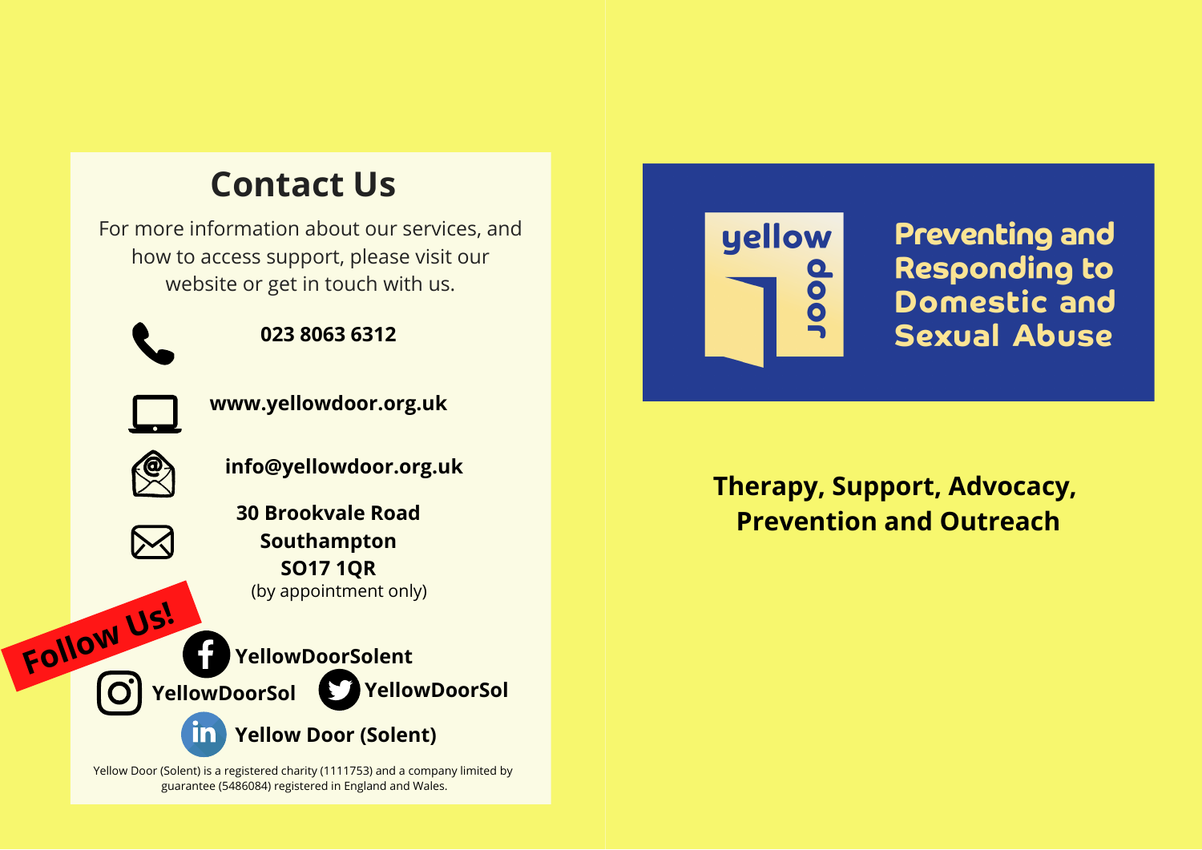## Contact Us

For more information about our services, and how to access support, please visit our website or get in touch with us.

**023 8063 6312**

**www.yellowdoor.org.uk**

**info@yellowdoor.org.uk**

**30 Brookvale Road**
**Southampton**
**SO17 1QR**
(by appointment only)

**Follow Us!**

**YellowDoorSolent**

**YellowDoorSol**

**YellowDoorSol**

**Yellow Door (Solent)**

Yellow Door (Solent) is a registered charity (1111753) and a company limited by guarantee (5486084) registered in England and Wales.

yellow door

# Preventing and Responding to Domestic and Sexual Abuse

**Therapy, Support, Advocacy, Prevention and Outreach**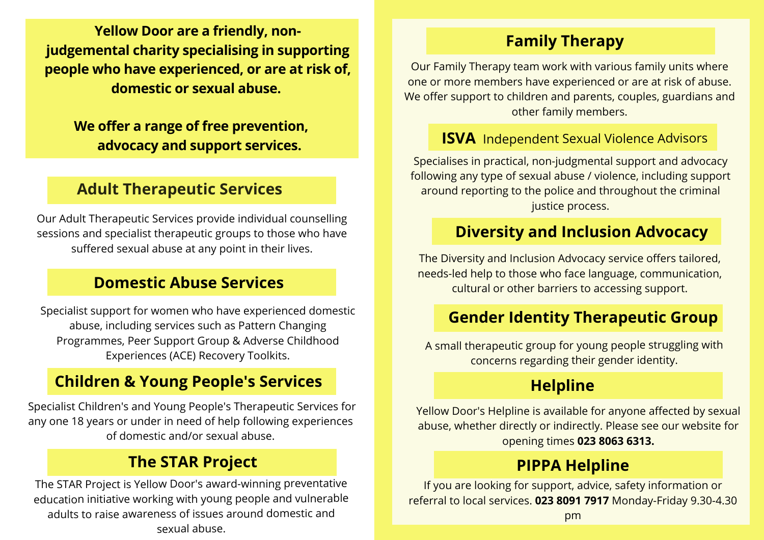**Yellow Door are a friendly, non-judgemental charity specialising in supporting people who have experienced, or are at risk of, domestic or sexual abuse.**

**We offer a range of free prevention, advocacy and support services.**

## Adult Therapeutic Services

Our Adult Therapeutic Services provide individual counselling sessions and specialist therapeutic groups to those who have suffered sexual abuse at any point in their lives.

## Domestic Abuse Services

Specialist support for women who have experienced domestic abuse, including services such as Pattern Changing Programmes, Peer Support Group & Adverse Childhood Experiences (ACE) Recovery Toolkits.

## Children & Young People's Services

Specialist Children's and Young People's Therapeutic Services for any one 18 years or under in need of help following experiences of domestic and/or sexual abuse.

## The STAR Project

The STAR Project is Yellow Door's award-winning preventative education initiative working with young people and vulnerable adults to raise awareness of issues around domestic and sexual abuse.

## Family Therapy

Our Family Therapy team work with various family units where one or more members have experienced or are at risk of abuse. We offer support to children and parents, couples, guardians and other family members.

## ISVA Independent Sexual Violence Advisors

Specialises in practical, non-judgmental support and advocacy following any type of sexual abuse / violence, including support around reporting to the police and throughout the criminal justice process.

## Diversity and Inclusion Advocacy

The Diversity and Inclusion Advocacy service offers tailored, needs-led help to those who face language, communication, cultural or other barriers to accessing support.

## Gender Identity Therapeutic Group

A small therapeutic group for young people struggling with concerns regarding their gender identity.

## Helpline

Yellow Door's Helpline is available for anyone affected by sexual abuse, whether directly or indirectly. Please see our website for opening times **023 8063 6313.**

## PIPPA Helpline

If you are looking for support, advice, safety information or referral to local services. **023 8091 7917** Monday-Friday 9.30-4.30 pm